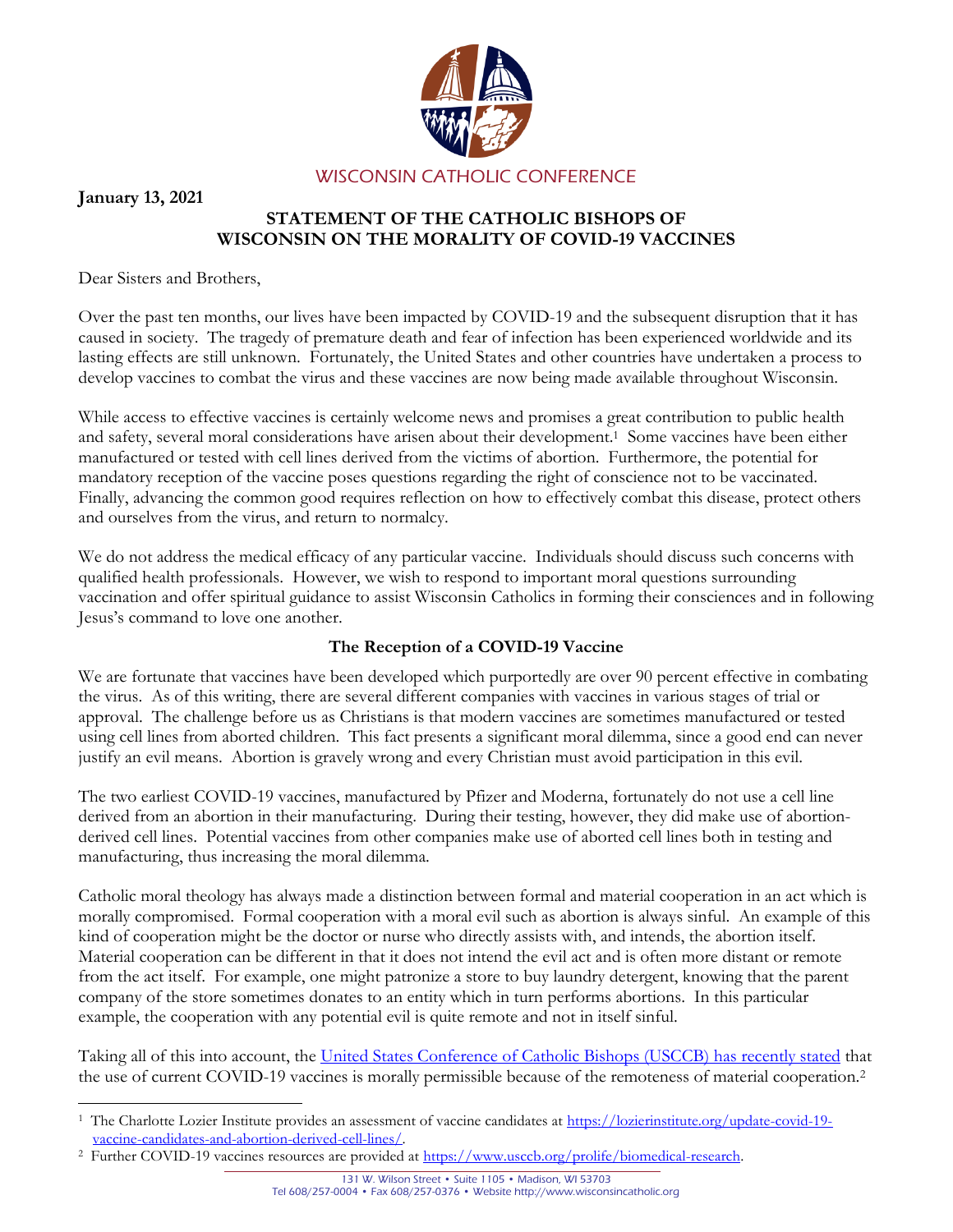WISCONSIN CATHOLIC CONFERENCE

**January 13, 2021**

## STATEMENT OF THE CATHOLIC BISHOPS OF WISCONSIN ON THE MORALITY OF COVID-19 VACCINES

Dear Sisters and Brothers,

Over the past ten months, our lives have been impacted by COVID-19 and the subsequent disruption that it has caused in society. The tragedy of premature death and fear of infection has been experienced worldwide and its lasting effects are still unknown. Fortunately, the United States and other countries have undertaken a process to develop vaccines to combat the virus and these vaccines are now being made available throughout Wisconsin.

While access to effective vaccines is certainly welcome news and promises a great contribution to public health and safety, several moral considerations have arisen about their development.[1] Some vaccines have been either manufactured or tested with cell lines derived from the victims of abortion. Furthermore, the potential for mandatory reception of the vaccine poses questions regarding the right of conscience not to be vaccinated. Finally, advancing the common good requires reflection on how to effectively combat this disease, protect others and ourselves from the virus, and return to normalcy.

We do not address the medical efficacy of any particular vaccine. Individuals should discuss such concerns with qualified health professionals. However, we wish to respond to important moral questions surrounding vaccination and offer spiritual guidance to assist Wisconsin Catholics in forming their consciences and in following Jesus's command to love one another.

### The Reception of a COVID-19 Vaccine

We are fortunate that vaccines have been developed which purportedly are over 90 percent effective in combating the virus. As of this writing, there are several different companies with vaccines in various stages of trial or approval. The challenge before us as Christians is that modern vaccines are sometimes manufactured or tested using cell lines from aborted children. This fact presents a significant moral dilemma, since a good end can never justify an evil means. Abortion is gravely wrong and every Christian must avoid participation in this evil.

The two earliest COVID-19 vaccines, manufactured by Pfizer and Moderna, fortunately do not use a cell line derived from an abortion in their manufacturing. During their testing, however, they did make use of abortion-derived cell lines. Potential vaccines from other companies make use of aborted cell lines both in testing and manufacturing, thus increasing the moral dilemma.

Catholic moral theology has always made a distinction between formal and material cooperation in an act which is morally compromised. Formal cooperation with a moral evil such as abortion is always sinful. An example of this kind of cooperation might be the doctor or nurse who directly assists with, and intends, the abortion itself. Material cooperation can be different in that it does not intend the evil act and is often more distant or remote from the act itself. For example, one might patronize a store to buy laundry detergent, knowing that the parent company of the store sometimes donates to an entity which in turn performs abortions. In this particular example, the cooperation with any potential evil is quite remote and not in itself sinful.

Taking all of this into account, the United States Conference of Catholic Bishops (USCCB) has recently stated that the use of current COVID-19 vaccines is morally permissible because of the remoteness of material cooperation.[2]

---

[1] The Charlotte Lozier Institute provides an assessment of vaccine candidates at https://lozierinstitute.org/update-covid-19-vaccine-candidates-and-abortion-derived-cell-lines/.

[2] Further COVID-19 vaccines resources are provided at https://www.usccb.org/prolife/biomedical-research.

131 W. Wilson Street • Suite 1105 • Madison, WI 53703
Tel 608/257-0004 • Fax 608/257-0376 • Website http://www.wisconsincatholic.org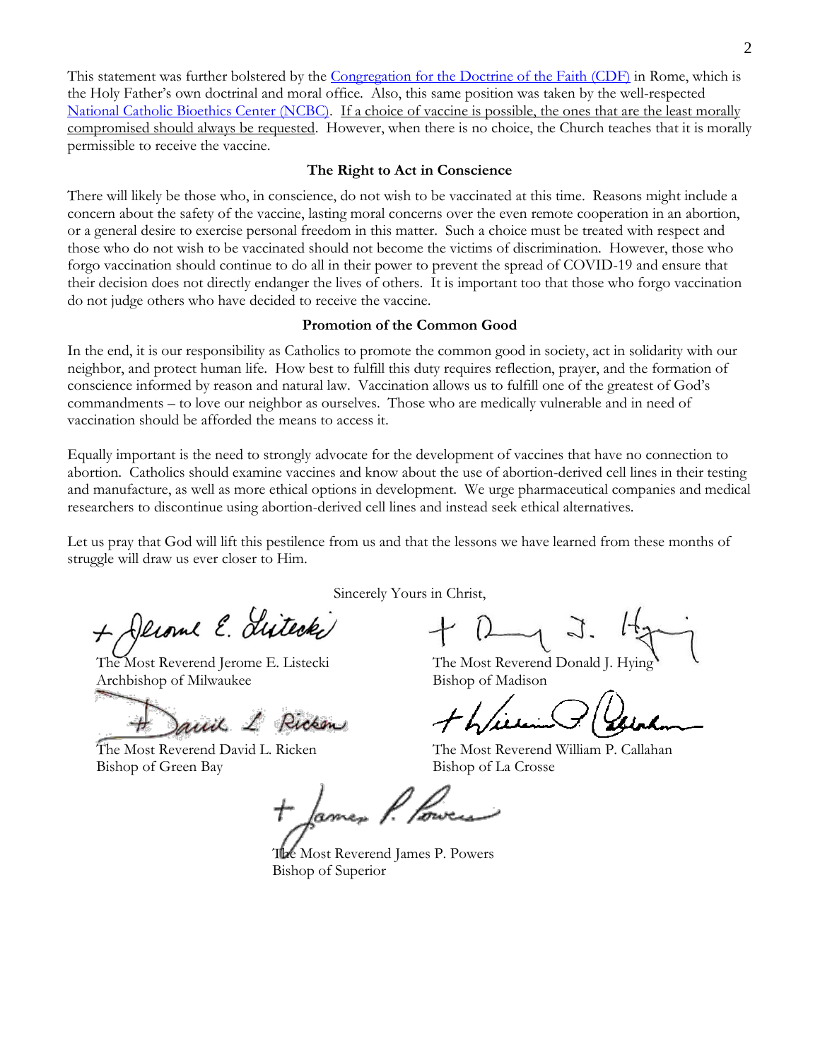This statement was further bolstered by the [Congregation for the Doctrine of the Faith (CDF)]() in Rome, which is the Holy Father's own doctrinal and moral office. Also, this same position was taken by the well-respected [National Catholic Bioethics Center (NCBC)](). <u>If a choice of vaccine is possible, the ones that are the least morally compromised should always be requested</u>. However, when there is no choice, the Church teaches that it is morally permissible to receive the vaccine.

### The Right to Act in Conscience

There will likely be those who, in conscience, do not wish to be vaccinated at this time. Reasons might include a concern about the safety of the vaccine, lasting moral concerns over the even remote cooperation in an abortion, or a general desire to exercise personal freedom in this matter. Such a choice must be treated with respect and those who do not wish to be vaccinated should not become the victims of discrimination. However, those who forgo vaccination should continue to do all in their power to prevent the spread of COVID-19 and ensure that their decision does not directly endanger the lives of others. It is important too that those who forgo vaccination do not judge others who have decided to receive the vaccine.

### Promotion of the Common Good

In the end, it is our responsibility as Catholics to promote the common good in society, act in solidarity with our neighbor, and protect human life. How best to fulfill this duty requires reflection, prayer, and the formation of conscience informed by reason and natural law. Vaccination allows us to fulfill one of the greatest of God's commandments – to love our neighbor as ourselves. Those who are medically vulnerable and in need of vaccination should be afforded the means to access it.

Equally important is the need to strongly advocate for the development of vaccines that have no connection to abortion. Catholics should examine vaccines and know about the use of abortion-derived cell lines in their testing and manufacture, as well as more ethical options in development. We urge pharmaceutical companies and medical researchers to discontinue using abortion-derived cell lines and instead seek ethical alternatives.

Let us pray that God will lift this pestilence from us and that the lessons we have learned from these months of struggle will draw us ever closer to Him.

Sincerely Yours in Christ,

+ Jerome E. Listecki
The Most Reverend Jerome E. Listecki
Archbishop of Milwaukee

+ Donald J. Hying
The Most Reverend Donald J. Hying
Bishop of Madison

+ David L. Ricken
The Most Reverend David L. Ricken
Bishop of Green Bay

+ William P. Callahan
The Most Reverend William P. Callahan
Bishop of La Crosse

+ James P. Powers
The Most Reverend James P. Powers
Bishop of Superior